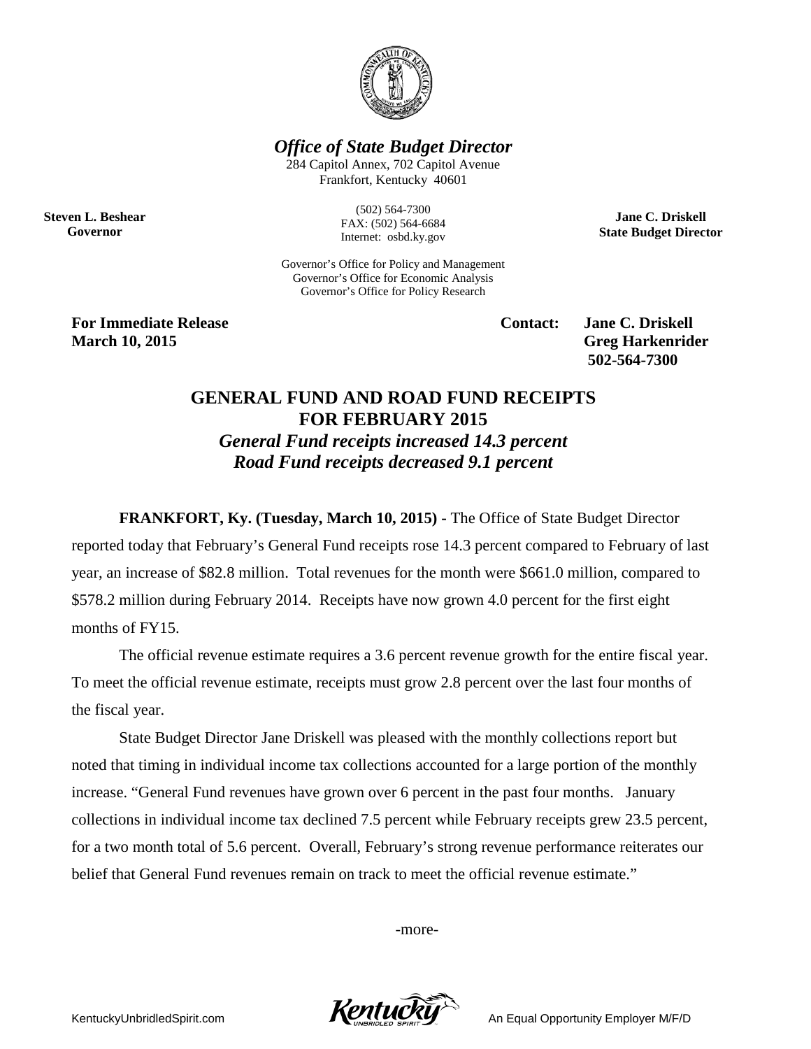***Office of State Budget Director***

284 Capitol Annex, 702 Capitol Avenue
Frankfort, Kentucky 40601

(502) 564-7300
FAX: (502) 564-6684
Internet: osbd.ky.gov

**Steven L. Beshear**
**Governor**

**Jane C. Driskell**
**State Budget Director**

Governor's Office for Policy and Management
Governor's Office for Economic Analysis
Governor's Office for Policy Research

**For Immediate Release**
**March 10, 2015**

**Contact: Jane C. Driskell**
**Greg Harkenrider**
**502-564-7300**

# GENERAL FUND AND ROAD FUND RECEIPTS FOR FEBRUARY 2015

***General Fund receipts increased 14.3 percent***

***Road Fund receipts decreased 9.1 percent***

**FRANKFORT, Ky. (Tuesday, March 10, 2015) -** The Office of State Budget Director reported today that February's General Fund receipts rose 14.3 percent compared to February of last year, an increase of $82.8 million. Total revenues for the month were $661.0 million, compared to $578.2 million during February 2014. Receipts have now grown 4.0 percent for the first eight months of FY15.

The official revenue estimate requires a 3.6 percent revenue growth for the entire fiscal year. To meet the official revenue estimate, receipts must grow 2.8 percent over the last four months of the fiscal year.

State Budget Director Jane Driskell was pleased with the monthly collections report but noted that timing in individual income tax collections accounted for a large portion of the monthly increase. "General Fund revenues have grown over 6 percent in the past four months. January collections in individual income tax declined 7.5 percent while February receipts grew 23.5 percent, for a two month total of 5.6 percent. Overall, February's strong revenue performance reiterates our belief that General Fund revenues remain on track to meet the official revenue estimate."

-more-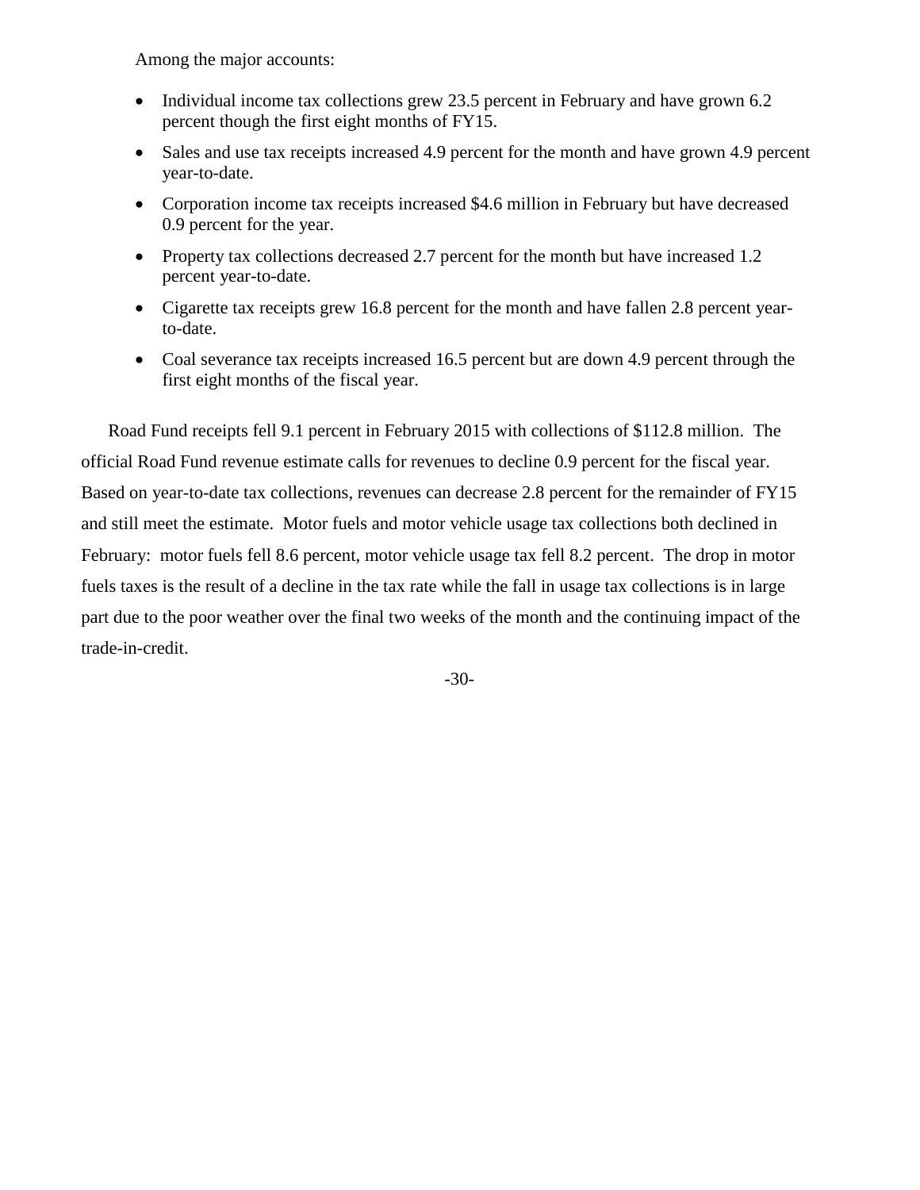Among the major accounts:

- Individual income tax collections grew 23.5 percent in February and have grown 6.2 percent though the first eight months of FY15.
- Sales and use tax receipts increased 4.9 percent for the month and have grown 4.9 percent year-to-date.
- Corporation income tax receipts increased $4.6 million in February but have decreased 0.9 percent for the year.
- Property tax collections decreased 2.7 percent for the month but have increased 1.2 percent year-to-date.
- Cigarette tax receipts grew 16.8 percent for the month and have fallen 2.8 percent year-to-date.
- Coal severance tax receipts increased 16.5 percent but are down 4.9 percent through the first eight months of the fiscal year.

Road Fund receipts fell 9.1 percent in February 2015 with collections of $112.8 million. The official Road Fund revenue estimate calls for revenues to decline 0.9 percent for the fiscal year. Based on year-to-date tax collections, revenues can decrease 2.8 percent for the remainder of FY15 and still meet the estimate. Motor fuels and motor vehicle usage tax collections both declined in February: motor fuels fell 8.6 percent, motor vehicle usage tax fell 8.2 percent. The drop in motor fuels taxes is the result of a decline in the tax rate while the fall in usage tax collections is in large part due to the poor weather over the final two weeks of the month and the continuing impact of the trade-in-credit.

-30-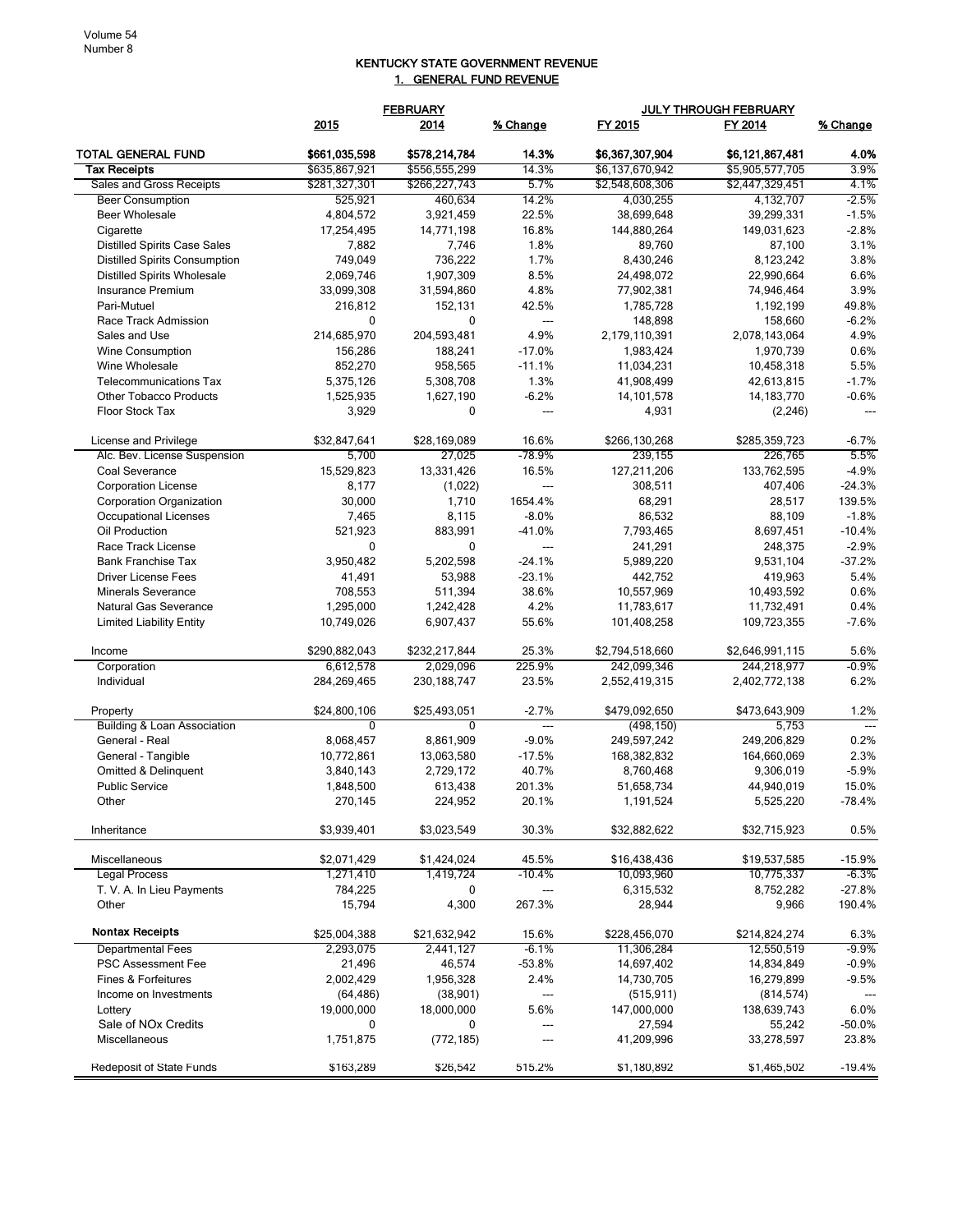## KENTUCKY STATE GOVERNMENT REVENUE

### 1. GENERAL FUND REVENUE

| | FEBRUARY | | | JULY THROUGH FEBRUARY | | |
|---|---|---|---|---|---|---|
| | 2015 | 2014 | % Change | FY 2015 | FY 2014 | % Change |
| **TOTAL GENERAL FUND** | **$661,035,598** | **$578,214,784** | **14.3%** | **$6,367,307,904** | **$6,121,867,481** | **4.0%** |
| **Tax Receipts** | $635,867,921 | $556,555,299 | 14.3% | $6,137,670,942 | $5,905,577,705 | 3.9% |
| Sales and Gross Receipts | $281,327,301 | $266,227,743 | 5.7% | $2,548,608,306 | $2,447,329,451 | 4.1% |
| Beer Consumption | 525,921 | 460,634 | 14.2% | 4,030,255 | 4,132,707 | -2.5% |
| Beer Wholesale | 4,804,572 | 3,921,459 | 22.5% | 38,699,648 | 39,299,331 | -1.5% |
| Cigarette | 17,254,495 | 14,771,198 | 16.8% | 144,880,264 | 149,031,623 | -2.8% |
| Distilled Spirits Case Sales | 7,882 | 7,746 | 1.8% | 89,760 | 87,100 | 3.1% |
| Distilled Spirits Consumption | 749,049 | 736,222 | 1.7% | 8,430,246 | 8,123,242 | 3.8% |
| Distilled Spirits Wholesale | 2,069,746 | 1,907,309 | 8.5% | 24,498,072 | 22,990,664 | 6.6% |
| Insurance Premium | 33,099,308 | 31,594,860 | 4.8% | 77,902,381 | 74,946,464 | 3.9% |
| Pari-Mutuel | 216,812 | 152,131 | 42.5% | 1,785,728 | 1,192,199 | 49.8% |
| Race Track Admission | 0 | 0 | --- | 148,898 | 158,660 | -6.2% |
| Sales and Use | 214,685,970 | 204,593,481 | 4.9% | 2,179,110,391 | 2,078,143,064 | 4.9% |
| Wine Consumption | 156,286 | 188,241 | -17.0% | 1,983,424 | 1,970,739 | 0.6% |
| Wine Wholesale | 852,270 | 958,565 | -11.1% | 11,034,231 | 10,458,318 | 5.5% |
| Telecommunications Tax | 5,375,126 | 5,308,708 | 1.3% | 41,908,499 | 42,613,815 | -1.7% |
| Other Tobacco Products | 1,525,935 | 1,627,190 | -6.2% | 14,101,578 | 14,183,770 | -0.6% |
| Floor Stock Tax | 3,929 | 0 | --- | 4,931 | (2,246) | --- |
| | | | | | | |
| License and Privilege | $32,847,641 | $28,169,089 | 16.6% | $266,130,268 | $285,359,723 | -6.7% |
| Alc. Bev. License Suspension | 5,700 | 27,025 | -78.9% | 239,155 | 226,765 | 5.5% |
| Coal Severance | 15,529,823 | 13,331,426 | 16.5% | 127,211,206 | 133,762,595 | -4.9% |
| Corporation License | 8,177 | (1,022) | --- | 308,511 | 407,406 | -24.3% |
| Corporation Organization | 30,000 | 1,710 | 1654.4% | 68,291 | 28,517 | 139.5% |
| Occupational Licenses | 7,465 | 8,115 | -8.0% | 86,532 | 88,109 | -1.8% |
| Oil Production | 521,923 | 883,991 | -41.0% | 7,793,465 | 8,697,451 | -10.4% |
| Race Track License | 0 | 0 | --- | 241,291 | 248,375 | -2.9% |
| Bank Franchise Tax | 3,950,482 | 5,202,598 | -24.1% | 5,989,220 | 9,531,104 | -37.2% |
| Driver License Fees | 41,491 | 53,988 | -23.1% | 442,752 | 419,963 | 5.4% |
| Minerals Severance | 708,553 | 511,394 | 38.6% | 10,557,969 | 10,493,592 | 0.6% |
| Natural Gas Severance | 1,295,000 | 1,242,428 | 4.2% | 11,783,617 | 11,732,491 | 0.4% |
| Limited Liability Entity | 10,749,026 | 6,907,437 | 55.6% | 101,408,258 | 109,723,355 | -7.6% |
| | | | | | | |
| Income | $290,882,043 | $232,217,844 | 25.3% | $2,794,518,660 | $2,646,991,115 | 5.6% |
| Corporation | 6,612,578 | 2,029,096 | 225.9% | 242,099,346 | 244,218,977 | -0.9% |
| Individual | 284,269,465 | 230,188,747 | 23.5% | 2,552,419,315 | 2,402,772,138 | 6.2% |
| | | | | | | |
| Property | $24,800,106 | $25,493,051 | -2.7% | $479,092,650 | $473,643,909 | 1.2% |
| Building & Loan Association | 0 | 0 | --- | (498,150) | 5,753 | --- |
| General - Real | 8,068,457 | 8,861,909 | -9.0% | 249,597,242 | 249,206,829 | 0.2% |
| General - Tangible | 10,772,861 | 13,063,580 | -17.5% | 168,382,832 | 164,660,069 | 2.3% |
| Omitted & Delinquent | 3,840,143 | 2,729,172 | 40.7% | 8,760,468 | 9,306,019 | -5.9% |
| Public Service | 1,848,500 | 613,438 | 201.3% | 51,658,734 | 44,940,019 | 15.0% |
| Other | 270,145 | 224,952 | 20.1% | 1,191,524 | 5,525,220 | -78.4% |
| | | | | | | |
| Inheritance | $3,939,401 | $3,023,549 | 30.3% | $32,882,622 | $32,715,923 | 0.5% |
| | | | | | | |
| Miscellaneous | $2,071,429 | $1,424,024 | 45.5% | $16,438,436 | $19,537,585 | -15.9% |
| Legal Process | 1,271,410 | 1,419,724 | -10.4% | 10,093,960 | 10,775,337 | -6.3% |
| T. V. A. In Lieu Payments | 784,225 | 0 | --- | 6,315,532 | 8,752,282 | -27.8% |
| Other | 15,794 | 4,300 | 267.3% | 28,944 | 9,966 | 190.4% |
| | | | | | | |
| **Nontax Receipts** | $25,004,388 | $21,632,942 | 15.6% | $228,456,070 | $214,824,274 | 6.3% |
| Departmental Fees | 2,293,075 | 2,441,127 | -6.1% | 11,306,284 | 12,550,519 | -9.9% |
| PSC Assessment Fee | 21,496 | 46,574 | -53.8% | 14,697,402 | 14,834,849 | -0.9% |
| Fines & Forfeitures | 2,002,429 | 1,956,328 | 2.4% | 14,730,705 | 16,279,899 | -9.5% |
| Income on Investments | (64,486) | (38,901) | --- | (515,911) | (814,574) | --- |
| Lottery | 19,000,000 | 18,000,000 | 5.6% | 147,000,000 | 138,639,743 | 6.0% |
| Sale of NOx Credits | 0 | 0 | --- | 27,594 | 55,242 | -50.0% |
| Miscellaneous | 1,751,875 | (772,185) | --- | 41,209,996 | 33,278,597 | 23.8% |
| | | | | | | |
| Redeposit of State Funds | $163,289 | $26,542 | 515.2% | $1,180,892 | $1,465,502 | -19.4% |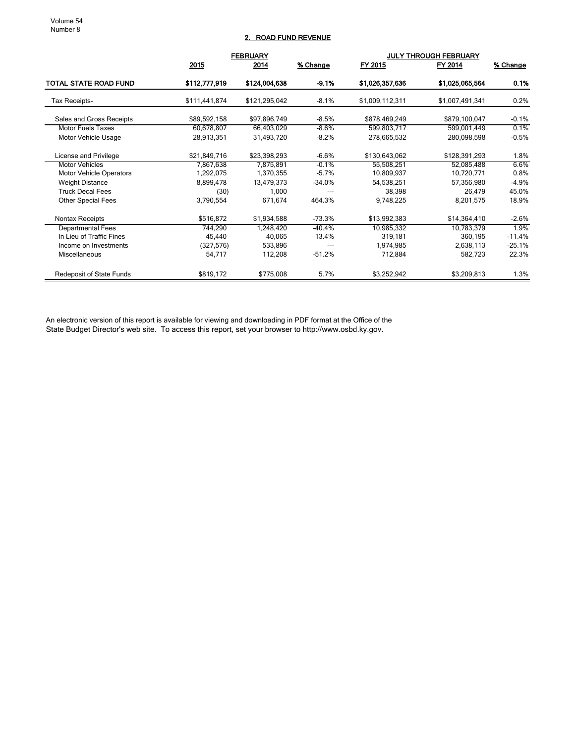## 2. ROAD FUND REVENUE

| | FEBRUARY | | | JULY THROUGH FEBRUARY | | |
|---|---|---|---|---|---|---|
| | 2015 | 2014 | % Change | FY 2015 | FY 2014 | % Change |
| **TOTAL STATE ROAD FUND** | **$112,777,919** | **$124,004,638** | **-9.1%** | **$1,026,357,636** | **$1,025,065,564** | **0.1%** |
| Tax Receipts- | $111,441,874 | $121,295,042 | -8.1% | $1,009,112,311 | $1,007,491,341 | 0.2% |
| Sales and Gross Receipts | $89,592,158 | $97,896,749 | -8.5% | $878,469,249 | $879,100,047 | -0.1% |
| Motor Fuels Taxes | 60,678,807 | 66,403,029 | -8.6% | 599,803,717 | 599,001,449 | 0.1% |
| Motor Vehicle Usage | 28,913,351 | 31,493,720 | -8.2% | 278,665,532 | 280,098,598 | -0.5% |
| License and Privilege | $21,849,716 | $23,398,293 | -6.6% | $130,643,062 | $128,391,293 | 1.8% |
| Motor Vehicles | 7,867,638 | 7,875,891 | -0.1% | 55,508,251 | 52,085,488 | 6.6% |
| Motor Vehicle Operators | 1,292,075 | 1,370,355 | -5.7% | 10,809,937 | 10,720,771 | 0.8% |
| Weight Distance | 8,899,478 | 13,479,373 | -34.0% | 54,538,251 | 57,356,980 | -4.9% |
| Truck Decal Fees | (30) | 1,000 | --- | 38,398 | 26,479 | 45.0% |
| Other Special Fees | 3,790,554 | 671,674 | 464.3% | 9,748,225 | 8,201,575 | 18.9% |
| Nontax Receipts | $516,872 | $1,934,588 | -73.3% | $13,992,383 | $14,364,410 | -2.6% |
| Departmental Fees | 744,290 | 1,248,420 | -40.4% | 10,985,332 | 10,783,379 | 1.9% |
| In Lieu of Traffic Fines | 45,440 | 40,065 | 13.4% | 319,181 | 360,195 | -11.4% |
| Income on Investments | (327,576) | 533,896 | --- | 1,974,985 | 2,638,113 | -25.1% |
| Miscellaneous | 54,717 | 112,208 | -51.2% | 712,884 | 582,723 | 22.3% |
| Redeposit of State Funds | $819,172 | $775,008 | 5.7% | $3,252,942 | $3,209,813 | 1.3% |

An electronic version of this report is available for viewing and downloading in PDF format at the Office of the State Budget Director's web site. To access this report, set your browser to http://www.osbd.ky.gov.